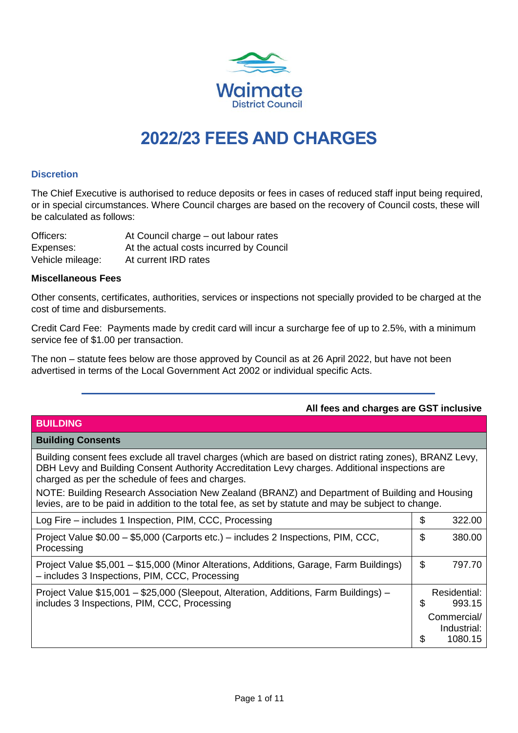Waimate District Council

# 2022/23 FEES AND CHARGES

### Discretion

The Chief Executive is authorised to reduce deposits or fees in cases of reduced staff input being required, or in special circumstances. Where Council charges are based on the recovery of Council costs, these will be calculated as follows:

| | |
|---|---|
| Officers: | At Council charge – out labour rates |
| Expenses: | At the actual costs incurred by Council |
| Vehicle mileage: | At current IRD rates |

**Miscellaneous Fees**

Other consents, certificates, authorities, services or inspections not specially provided to be charged at the cost of time and disbursements.

Credit Card Fee: Payments made by credit card will incur a surcharge fee of up to 2.5%, with a minimum service fee of $1.00 per transaction.

The non – statute fees below are those approved by Council as at 26 April 2022, but have not been advertised in terms of the Local Government Act 2002 or individual specific Acts.

**All fees and charges are GST inclusive**

| BUILDING | |
|---|---|
| **Building Consents** | |
| Building consent fees exclude all travel charges (which are based on district rating zones), BRANZ Levy, DBH Levy and Building Consent Authority Accreditation Levy charges. Additional inspections are charged as per the schedule of fees and charges. NOTE: Building Research Association New Zealand (BRANZ) and Department of Building and Housing levies, are to be paid in addition to the total fee, as set by statute and may be subject to change. | |
| Log Fire – includes 1 Inspection, PIM, CCC, Processing | $ 322.00 |
| Project Value $0.00 – $5,000 (Carports etc.) – includes 2 Inspections, PIM, CCC, Processing | $ 380.00 |
| Project Value $5,001 – $15,000 (Minor Alterations, Additions, Garage, Farm Buildings) – includes 3 Inspections, PIM, CCC, Processing | $ 797.70 |
| Project Value $15,001 – $25,000 (Sleepout, Alteration, Additions, Farm Buildings) – includes 3 Inspections, PIM, CCC, Processing | Residential: $ 993.15 Commercial/ Industrial: $ 1080.15 |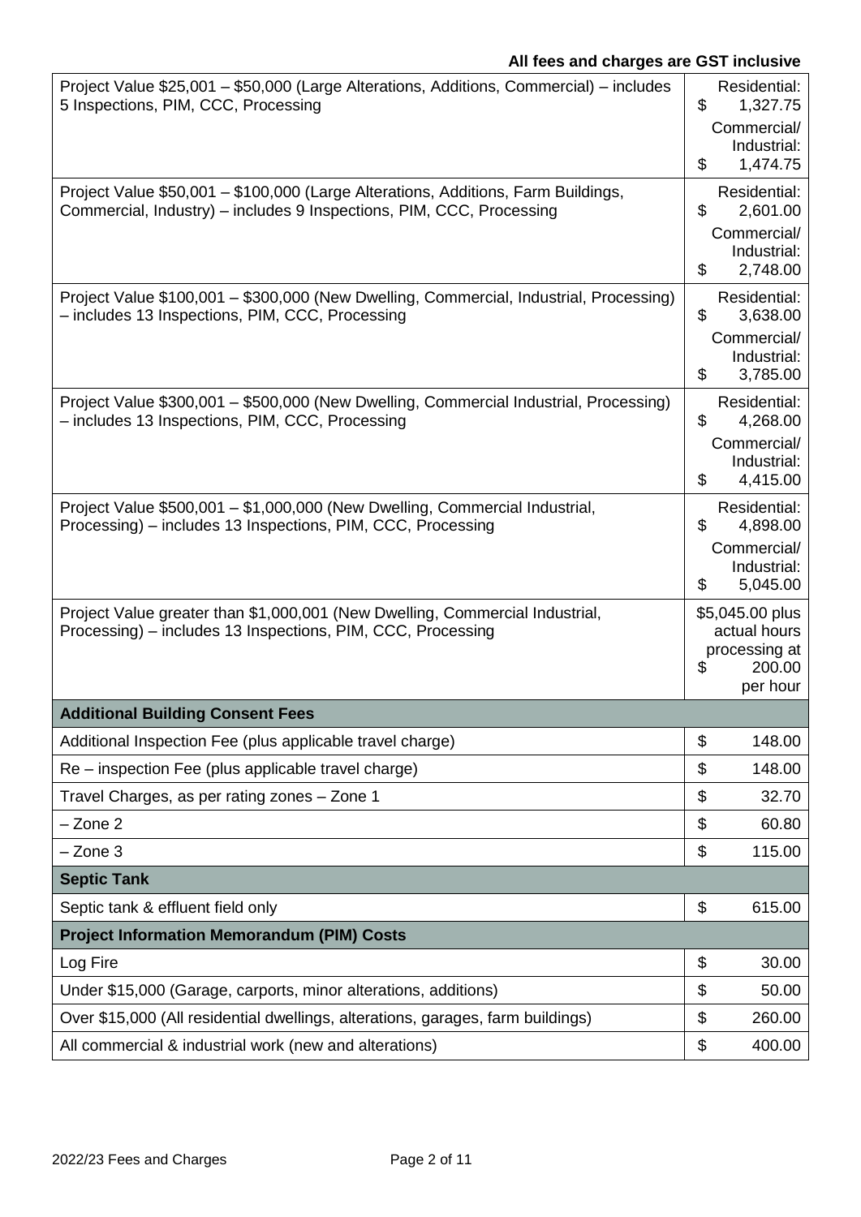**All fees and charges are GST inclusive**

| | |
|---|---|
| Project Value $25,001 – $50,000 (Large Alterations, Additions, Commercial) – includes 5 Inspections, PIM, CCC, Processing | Residential: $ 1,327.75<br>Commercial/ Industrial: $ 1,474.75 |
| Project Value $50,001 – $100,000 (Large Alterations, Additions, Farm Buildings, Commercial, Industry) – includes 9 Inspections, PIM, CCC, Processing | Residential: $ 2,601.00<br>Commercial/ Industrial: $ 2,748.00 |
| Project Value $100,001 – $300,000 (New Dwelling, Commercial, Industrial, Processing) – includes 13 Inspections, PIM, CCC, Processing | Residential: $ 3,638.00<br>Commercial/ Industrial: $ 3,785.00 |
| Project Value $300,001 – $500,000 (New Dwelling, Commercial Industrial, Processing) – includes 13 Inspections, PIM, CCC, Processing | Residential: $ 4,268.00<br>Commercial/ Industrial: $ 4,415.00 |
| Project Value $500,001 – $1,000,000 (New Dwelling, Commercial Industrial, Processing) – includes 13 Inspections, PIM, CCC, Processing | Residential: $ 4,898.00<br>Commercial/ Industrial: $ 5,045.00 |
| Project Value greater than $1,000,001 (New Dwelling, Commercial Industrial, Processing) – includes 13 Inspections, PIM, CCC, Processing | $5,045.00 plus actual hours processing at $ 200.00 per hour |
| **Additional Building Consent Fees** | |
| Additional Inspection Fee (plus applicable travel charge) | $ 148.00 |
| Re – inspection Fee (plus applicable travel charge) | $ 148.00 |
| Travel Charges, as per rating zones – Zone 1 | $ 32.70 |
| – Zone 2 | $ 60.80 |
| – Zone 3 | $ 115.00 |
| **Septic Tank** | |
| Septic tank & effluent field only | $ 615.00 |
| **Project Information Memorandum (PIM) Costs** | |
| Log Fire | $ 30.00 |
| Under $15,000 (Garage, carports, minor alterations, additions) | $ 50.00 |
| Over $15,000 (All residential dwellings, alterations, garages, farm buildings) | $ 260.00 |
| All commercial & industrial work (new and alterations) | $ 400.00 |

2022/23 Fees and Charges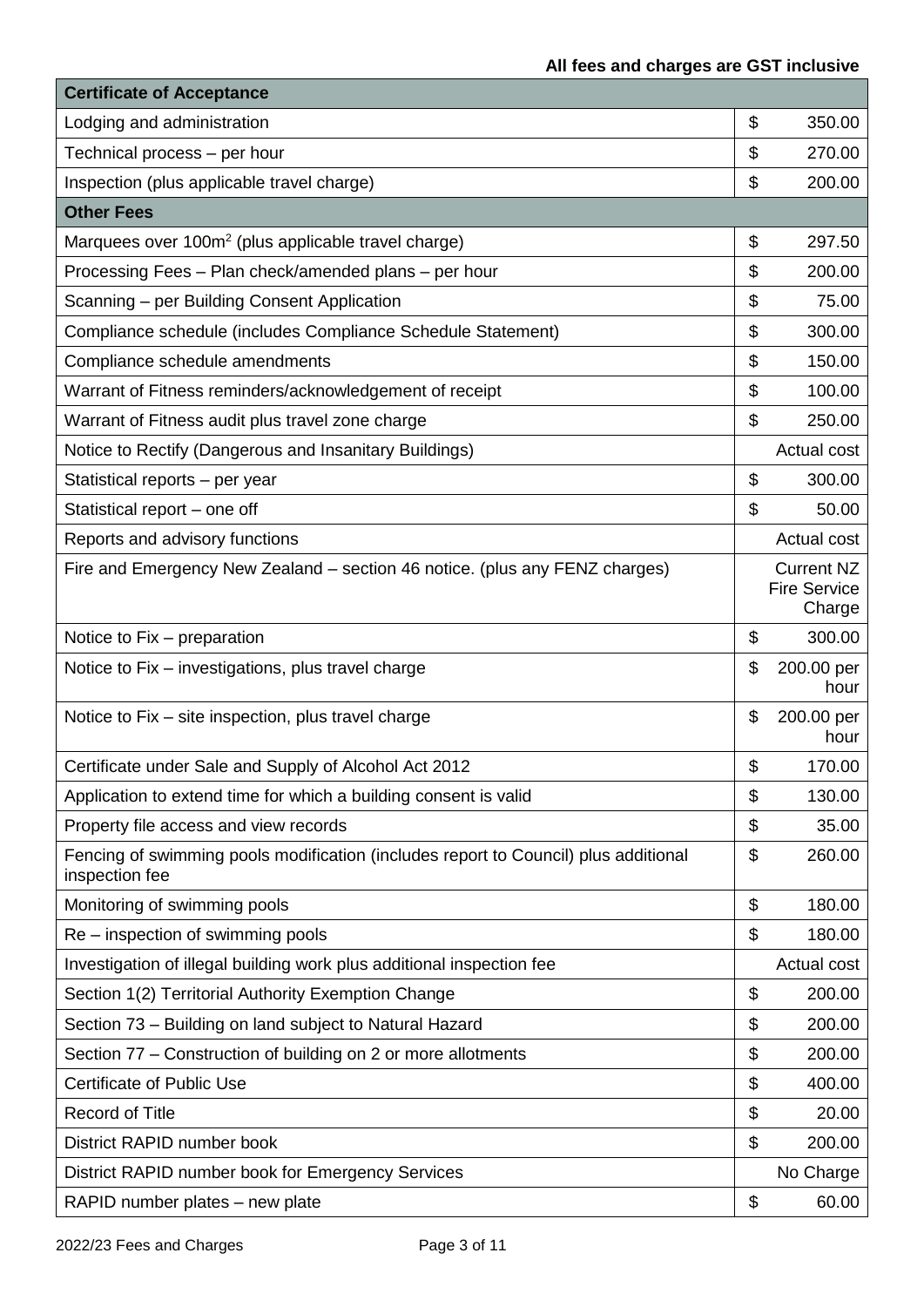**All fees and charges are GST inclusive**

| Certificate of Acceptance | |
|---|---|
| Lodging and administration | $ 350.00 |
| Technical process – per hour | $ 270.00 |
| Inspection (plus applicable travel charge) | $ 200.00 |
| **Other Fees** | |
| Marquees over 100m$^2$ (plus applicable travel charge) | $ 297.50 |
| Processing Fees – Plan check/amended plans – per hour | $ 200.00 |
| Scanning – per Building Consent Application | $ 75.00 |
| Compliance schedule (includes Compliance Schedule Statement) | $ 300.00 |
| Compliance schedule amendments | $ 150.00 |
| Warrant of Fitness reminders/acknowledgement of receipt | $ 100.00 |
| Warrant of Fitness audit plus travel zone charge | $ 250.00 |
| Notice to Rectify (Dangerous and Insanitary Buildings) | Actual cost |
| Statistical reports – per year | $ 300.00 |
| Statistical report – one off | $ 50.00 |
| Reports and advisory functions | Actual cost |
| Fire and Emergency New Zealand – section 46 notice. (plus any FENZ charges) | Current NZ Fire Service Charge |
| Notice to Fix – preparation | $ 300.00 |
| Notice to Fix – investigations, plus travel charge | $ 200.00 per hour |
| Notice to Fix – site inspection, plus travel charge | $ 200.00 per hour |
| Certificate under Sale and Supply of Alcohol Act 2012 | $ 170.00 |
| Application to extend time for which a building consent is valid | $ 130.00 |
| Property file access and view records | $ 35.00 |
| Fencing of swimming pools modification (includes report to Council) plus additional inspection fee | $ 260.00 |
| Monitoring of swimming pools | $ 180.00 |
| Re – inspection of swimming pools | $ 180.00 |
| Investigation of illegal building work plus additional inspection fee | Actual cost |
| Section 1(2) Territorial Authority Exemption Change | $ 200.00 |
| Section 73 – Building on land subject to Natural Hazard | $ 200.00 |
| Section 77 – Construction of building on 2 or more allotments | $ 200.00 |
| Certificate of Public Use | $ 400.00 |
| Record of Title | $ 20.00 |
| District RAPID number book | $ 200.00 |
| District RAPID number book for Emergency Services | No Charge |
| RAPID number plates – new plate | $ 60.00 |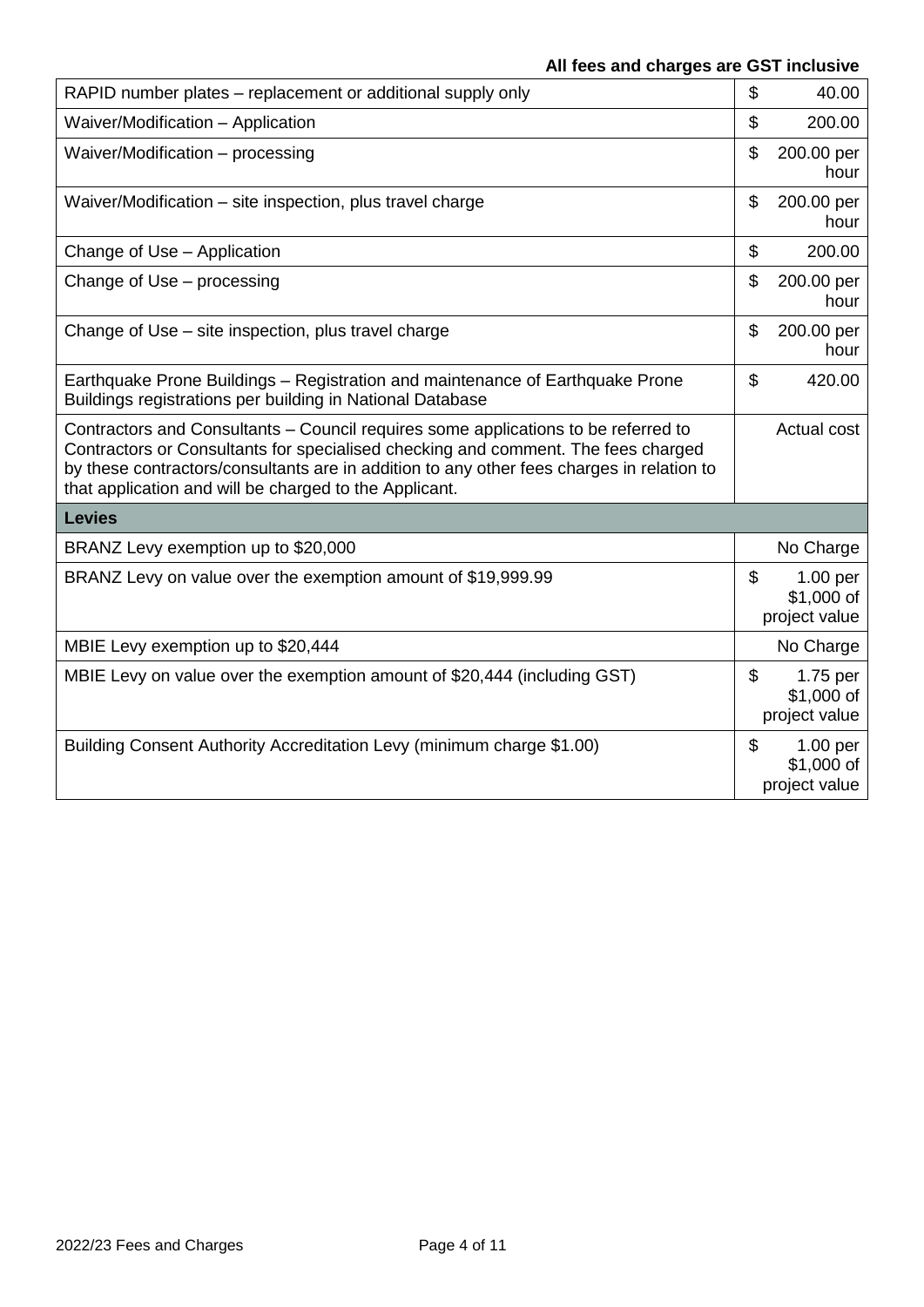**All fees and charges are GST inclusive**

| Item | Fee |
|---|---|
| RAPID number plates – replacement or additional supply only | $ 40.00 |
| Waiver/Modification – Application | $ 200.00 |
| Waiver/Modification – processing | $ 200.00 per hour |
| Waiver/Modification – site inspection, plus travel charge | $ 200.00 per hour |
| Change of Use – Application | $ 200.00 |
| Change of Use – processing | $ 200.00 per hour |
| Change of Use – site inspection, plus travel charge | $ 200.00 per hour |
| Earthquake Prone Buildings – Registration and maintenance of Earthquake Prone Buildings registrations per building in National Database | $ 420.00 |
| Contractors and Consultants – Council requires some applications to be referred to Contractors or Consultants for specialised checking and comment. The fees charged by these contractors/consultants are in addition to any other fees charges in relation to that application and will be charged to the Applicant. | Actual cost |
| **Levies** | |
| BRANZ Levy exemption up to $20,000 | No Charge |
| BRANZ Levy on value over the exemption amount of $19,999.99 | $ 1.00 per $1,000 of project value |
| MBIE Levy exemption up to $20,444 | No Charge |
| MBIE Levy on value over the exemption amount of $20,444 (including GST) | $ 1.75 per $1,000 of project value |
| Building Consent Authority Accreditation Levy (minimum charge $1.00) | $ 1.00 per $1,000 of project value |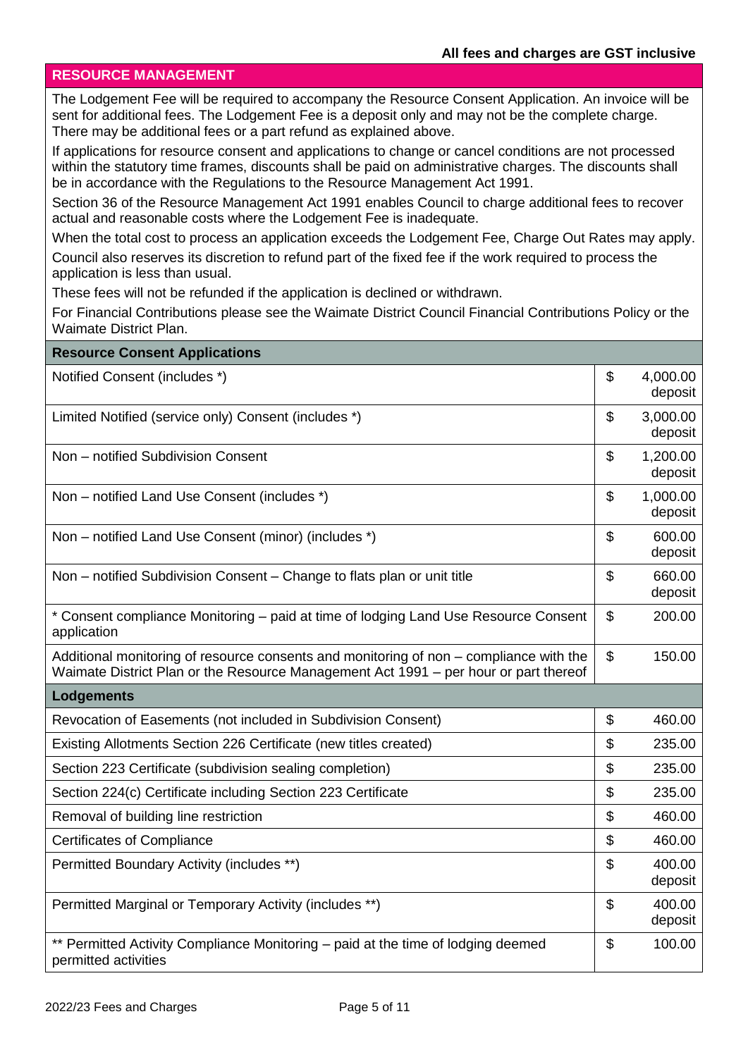**All fees and charges are GST inclusive**

## RESOURCE MANAGEMENT

The Lodgement Fee will be required to accompany the Resource Consent Application. An invoice will be sent for additional fees. The Lodgement Fee is a deposit only and may not be the complete charge. There may be additional fees or a part refund as explained above.

If applications for resource consent and applications to change or cancel conditions are not processed within the statutory time frames, discounts shall be paid on administrative charges. The discounts shall be in accordance with the Regulations to the Resource Management Act 1991.

Section 36 of the Resource Management Act 1991 enables Council to charge additional fees to recover actual and reasonable costs where the Lodgement Fee is inadequate.

When the total cost to process an application exceeds the Lodgement Fee, Charge Out Rates may apply.

Council also reserves its discretion to refund part of the fixed fee if the work required to process the application is less than usual.

These fees will not be refunded if the application is declined or withdrawn.

For Financial Contributions please see the Waimate District Council Financial Contributions Policy or the Waimate District Plan.

| **Resource Consent Applications** | | |
|---|---|---|
| Notified Consent (includes *) | $ | 4,000.00 deposit |
| Limited Notified (service only) Consent (includes *) | $ | 3,000.00 deposit |
| Non – notified Subdivision Consent | $ | 1,200.00 deposit |
| Non – notified Land Use Consent (includes *) | $ | 1,000.00 deposit |
| Non – notified Land Use Consent (minor) (includes *) | $ | 600.00 deposit |
| Non – notified Subdivision Consent – Change to flats plan or unit title | $ | 660.00 deposit |
| * Consent compliance Monitoring – paid at time of lodging Land Use Resource Consent application | $ | 200.00 |
| Additional monitoring of resource consents and monitoring of non – compliance with the Waimate District Plan or the Resource Management Act 1991 – per hour or part thereof | $ | 150.00 |
| **Lodgements** | | |
| Revocation of Easements (not included in Subdivision Consent) | $ | 460.00 |
| Existing Allotments Section 226 Certificate (new titles created) | $ | 235.00 |
| Section 223 Certificate (subdivision sealing completion) | $ | 235.00 |
| Section 224(c) Certificate including Section 223 Certificate | $ | 235.00 |
| Removal of building line restriction | $ | 460.00 |
| Certificates of Compliance | $ | 460.00 |
| Permitted Boundary Activity (includes **) | $ | 400.00 deposit |
| Permitted Marginal or Temporary Activity (includes **) | $ | 400.00 deposit |
| ** Permitted Activity Compliance Monitoring – paid at the time of lodging deemed permitted activities | $ | 100.00 |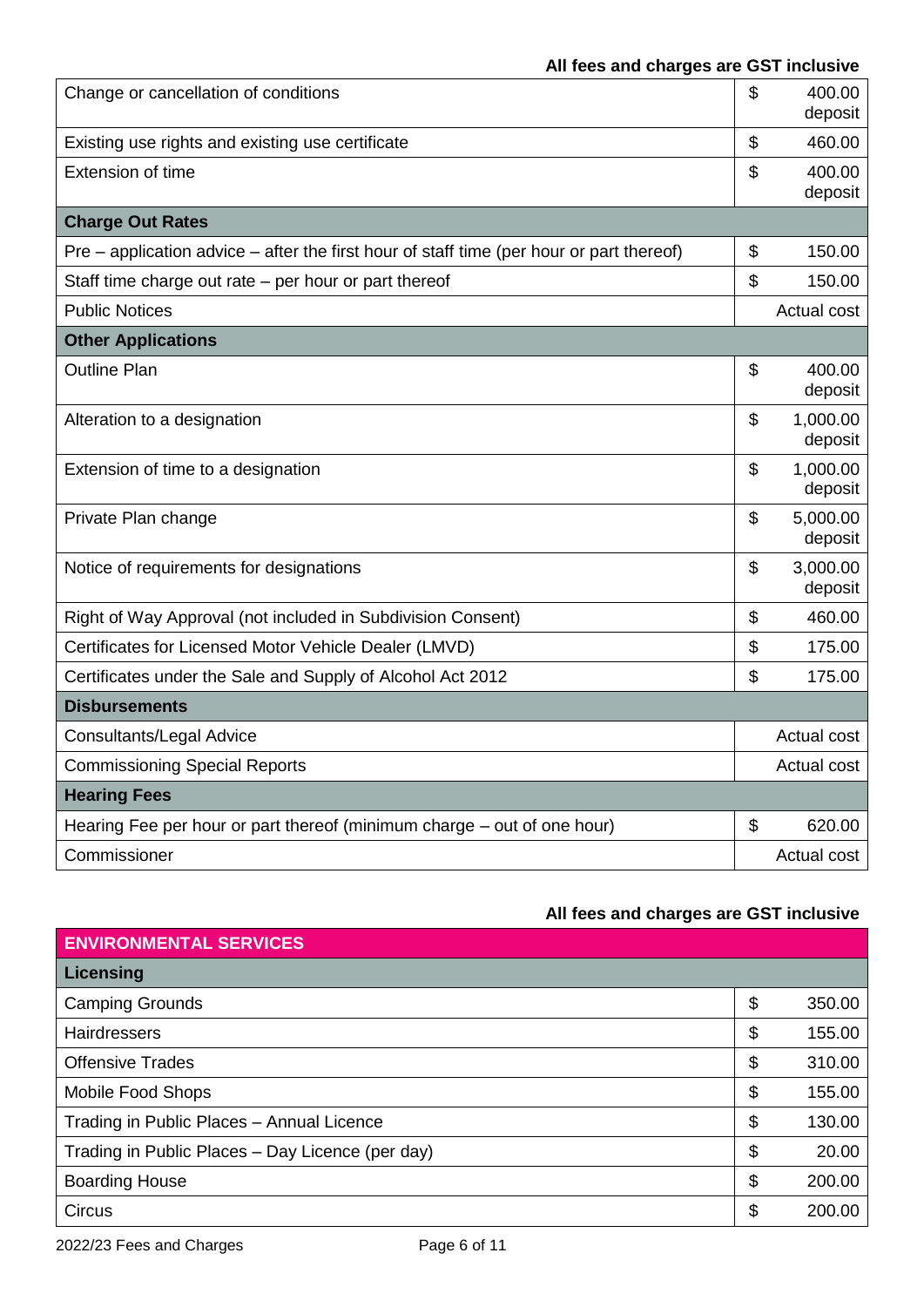**All fees and charges are GST inclusive**

| | | |
|---|---|---|
| Change or cancellation of conditions | $ | 400.00 deposit |
| Existing use rights and existing use certificate | $ | 460.00 |
| Extension of time | $ | 400.00 deposit |
| **Charge Out Rates** | | |
| Pre – application advice – after the first hour of staff time (per hour or part thereof) | $ | 150.00 |
| Staff time charge out rate – per hour or part thereof | $ | 150.00 |
| Public Notices | | Actual cost |
| **Other Applications** | | |
| Outline Plan | $ | 400.00 deposit |
| Alteration to a designation | $ | 1,000.00 deposit |
| Extension of time to a designation | $ | 1,000.00 deposit |
| Private Plan change | $ | 5,000.00 deposit |
| Notice of requirements for designations | $ | 3,000.00 deposit |
| Right of Way Approval (not included in Subdivision Consent) | $ | 460.00 |
| Certificates for Licensed Motor Vehicle Dealer (LMVD) | $ | 175.00 |
| Certificates under the Sale and Supply of Alcohol Act 2012 | $ | 175.00 |
| **Disbursements** | | |
| Consultants/Legal Advice | | Actual cost |
| Commissioning Special Reports | | Actual cost |
| **Hearing Fees** | | |
| Hearing Fee per hour or part thereof (minimum charge – out of one hour) | $ | 620.00 |
| Commissioner | | Actual cost |

**All fees and charges are GST inclusive**

| **ENVIRONMENTAL SERVICES** | | |
|---|---|---|
| **Licensing** | | |
| Camping Grounds | $ | 350.00 |
| Hairdressers | $ | 155.00 |
| Offensive Trades | $ | 310.00 |
| Mobile Food Shops | $ | 155.00 |
| Trading in Public Places – Annual Licence | $ | 130.00 |
| Trading in Public Places – Day Licence (per day) | $ | 20.00 |
| Boarding House | $ | 200.00 |
| Circus | $ | 200.00 |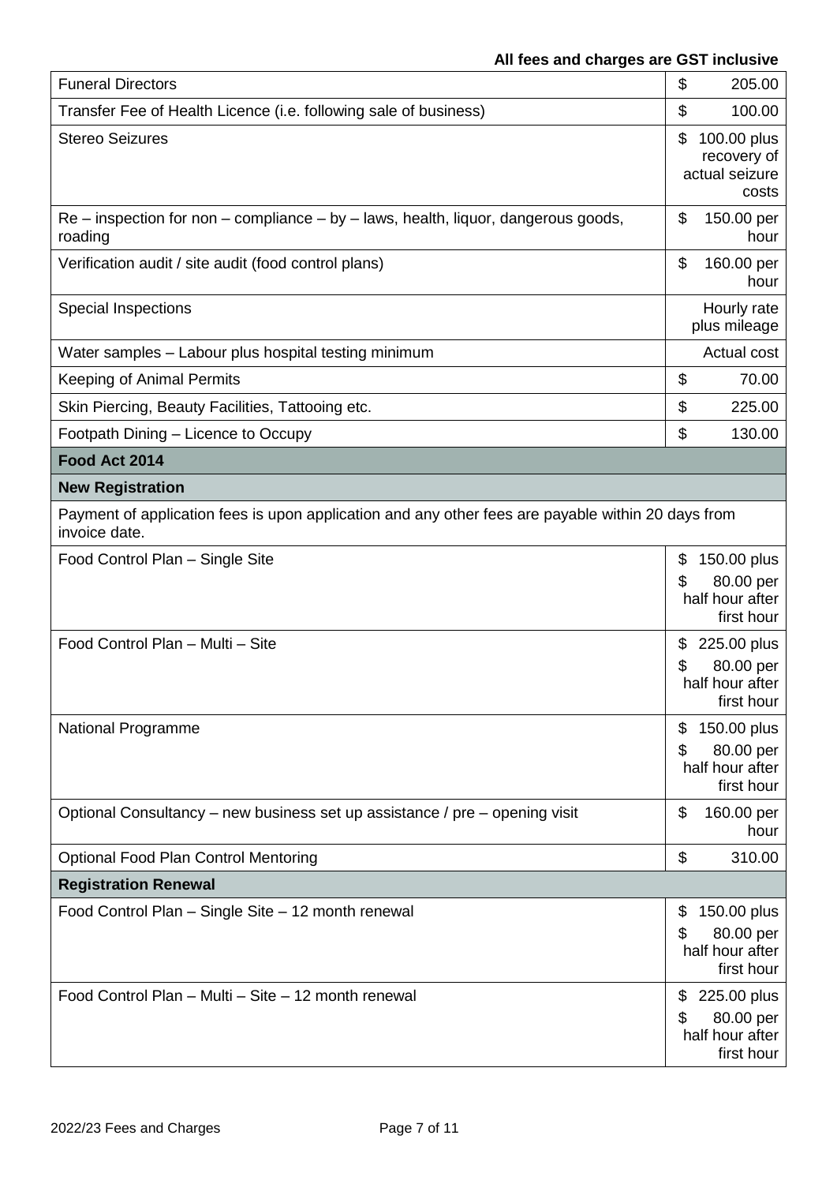**All fees and charges are GST inclusive**

| | |
|---|---|
| Funeral Directors | $ 205.00 |
| Transfer Fee of Health Licence (i.e. following sale of business) | $ 100.00 |
| Stereo Seizures | $ 100.00 plus recovery of actual seizure costs |
| Re – inspection for non – compliance – by – laws, health, liquor, dangerous goods, roading | $ 150.00 per hour |
| Verification audit / site audit (food control plans) | $ 160.00 per hour |
| Special Inspections | Hourly rate plus mileage |
| Water samples – Labour plus hospital testing minimum | Actual cost |
| Keeping of Animal Permits | $ 70.00 |
| Skin Piercing, Beauty Facilities, Tattooing etc. | $ 225.00 |
| Footpath Dining – Licence to Occupy | $ 130.00 |
| **Food Act 2014** | |
| **New Registration** | |
| Payment of application fees is upon application and any other fees are payable within 20 days from invoice date. | |
| Food Control Plan – Single Site | $ 150.00 plus $ 80.00 per half hour after first hour |
| Food Control Plan – Multi – Site | $ 225.00 plus $ 80.00 per half hour after first hour |
| National Programme | $ 150.00 plus $ 80.00 per half hour after first hour |
| Optional Consultancy – new business set up assistance / pre – opening visit | $ 160.00 per hour |
| Optional Food Plan Control Mentoring | $ 310.00 |
| **Registration Renewal** | |
| Food Control Plan – Single Site – 12 month renewal | $ 150.00 plus $ 80.00 per half hour after first hour |
| Food Control Plan – Multi – Site – 12 month renewal | $ 225.00 plus $ 80.00 per half hour after first hour |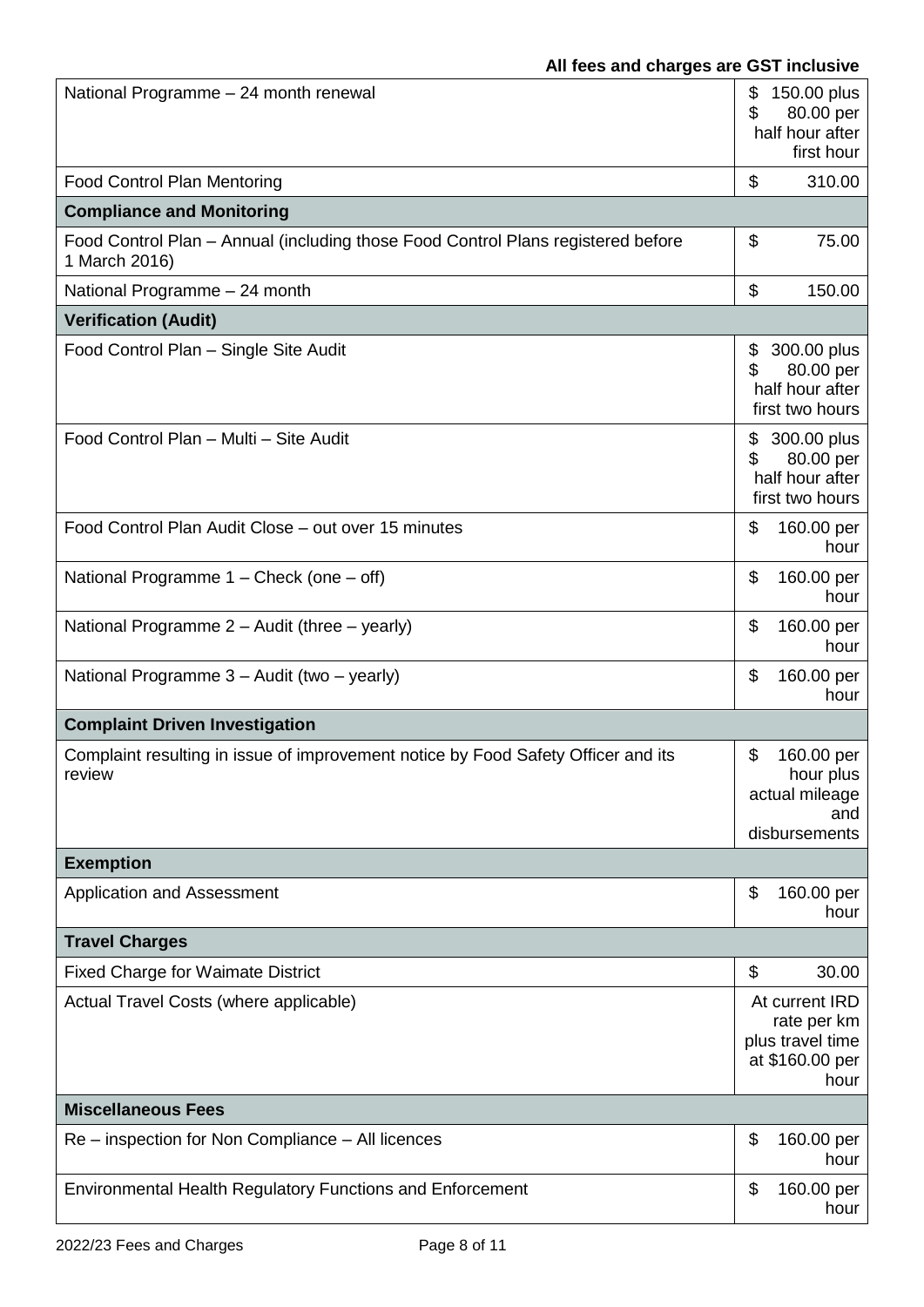**All fees and charges are GST inclusive**

| | |
|---|---|
| National Programme – 24 month renewal | $ 150.00 plus $ 80.00 per half hour after first hour |
| Food Control Plan Mentoring | $ 310.00 |
| **Compliance and Monitoring** | |
| Food Control Plan – Annual (including those Food Control Plans registered before 1 March 2016) | $ 75.00 |
| National Programme – 24 month | $ 150.00 |
| **Verification (Audit)** | |
| Food Control Plan – Single Site Audit | $ 300.00 plus $ 80.00 per half hour after first two hours |
| Food Control Plan – Multi – Site Audit | $ 300.00 plus $ 80.00 per half hour after first two hours |
| Food Control Plan Audit Close – out over 15 minutes | $ 160.00 per hour |
| National Programme 1 – Check (one – off) | $ 160.00 per hour |
| National Programme 2 – Audit (three – yearly) | $ 160.00 per hour |
| National Programme 3 – Audit (two – yearly) | $ 160.00 per hour |
| **Complaint Driven Investigation** | |
| Complaint resulting in issue of improvement notice by Food Safety Officer and its review | $ 160.00 per hour plus actual mileage and disbursements |
| **Exemption** | |
| Application and Assessment | $ 160.00 per hour |
| **Travel Charges** | |
| Fixed Charge for Waimate District | $ 30.00 |
| Actual Travel Costs (where applicable) | At current IRD rate per km plus travel time at $160.00 per hour |
| **Miscellaneous Fees** | |
| Re – inspection for Non Compliance – All licences | $ 160.00 per hour |
| Environmental Health Regulatory Functions and Enforcement | $ 160.00 per hour |

2022/23 Fees and Charges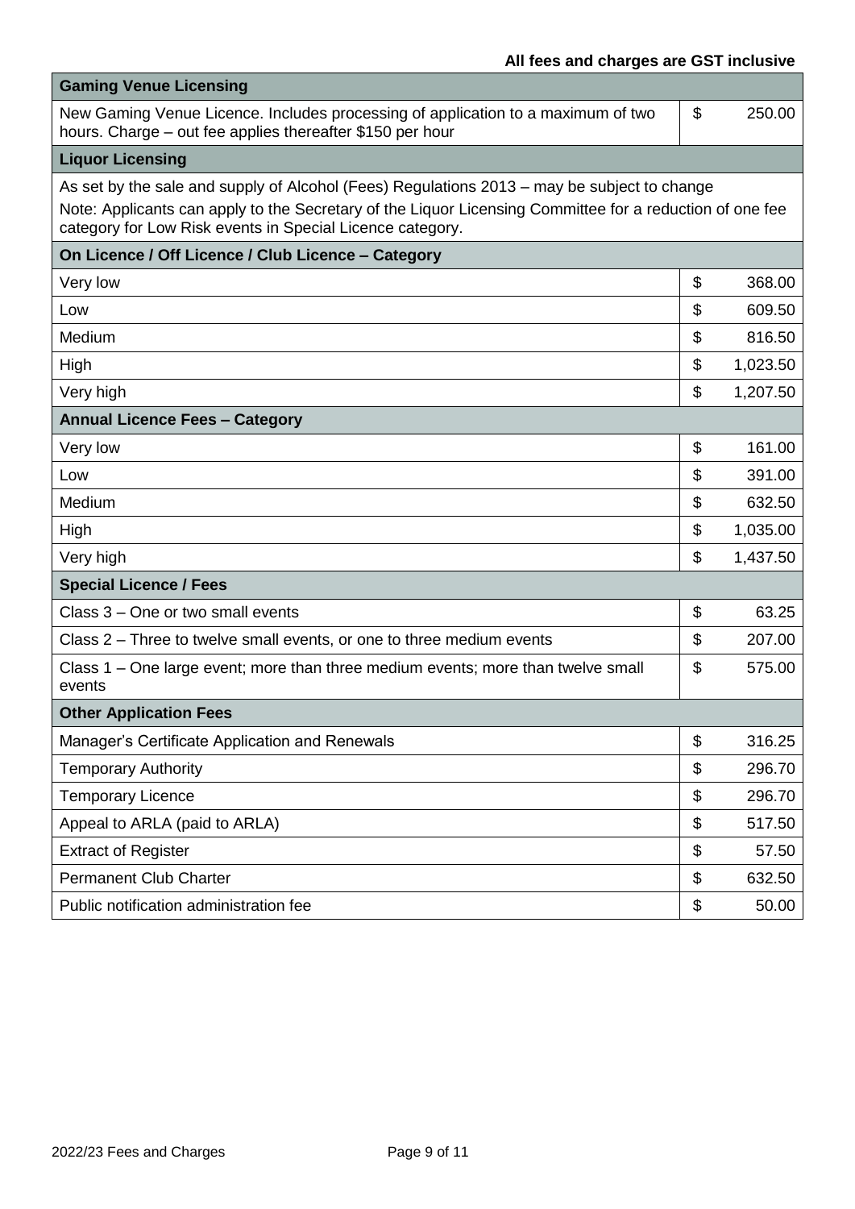**All fees and charges are GST inclusive**

| Gaming Venue Licensing | | |
|---|---|---|
| New Gaming Venue Licence. Includes processing of application to a maximum of two hours. Charge – out fee applies thereafter $150 per hour | $ | 250.00 |
| **Liquor Licensing** | | |
| As set by the sale and supply of Alcohol (Fees) Regulations 2013 – may be subject to change<br>Note: Applicants can apply to the Secretary of the Liquor Licensing Committee for a reduction of one fee category for Low Risk events in Special Licence category. | | |
| **On Licence / Off Licence / Club Licence – Category** | | |
| Very low | $ | 368.00 |
| Low | $ | 609.50 |
| Medium | $ | 816.50 |
| High | $ | 1,023.50 |
| Very high | $ | 1,207.50 |
| **Annual Licence Fees – Category** | | |
| Very low | $ | 161.00 |
| Low | $ | 391.00 |
| Medium | $ | 632.50 |
| High | $ | 1,035.00 |
| Very high | $ | 1,437.50 |
| **Special Licence / Fees** | | |
| Class 3 – One or two small events | $ | 63.25 |
| Class 2 – Three to twelve small events, or one to three medium events | $ | 207.00 |
| Class 1 – One large event; more than three medium events; more than twelve small events | $ | 575.00 |
| **Other Application Fees** | | |
| Manager's Certificate Application and Renewals | $ | 316.25 |
| Temporary Authority | $ | 296.70 |
| Temporary Licence | $ | 296.70 |
| Appeal to ARLA (paid to ARLA) | $ | 517.50 |
| Extract of Register | $ | 57.50 |
| Permanent Club Charter | $ | 632.50 |
| Public notification administration fee | $ | 50.00 |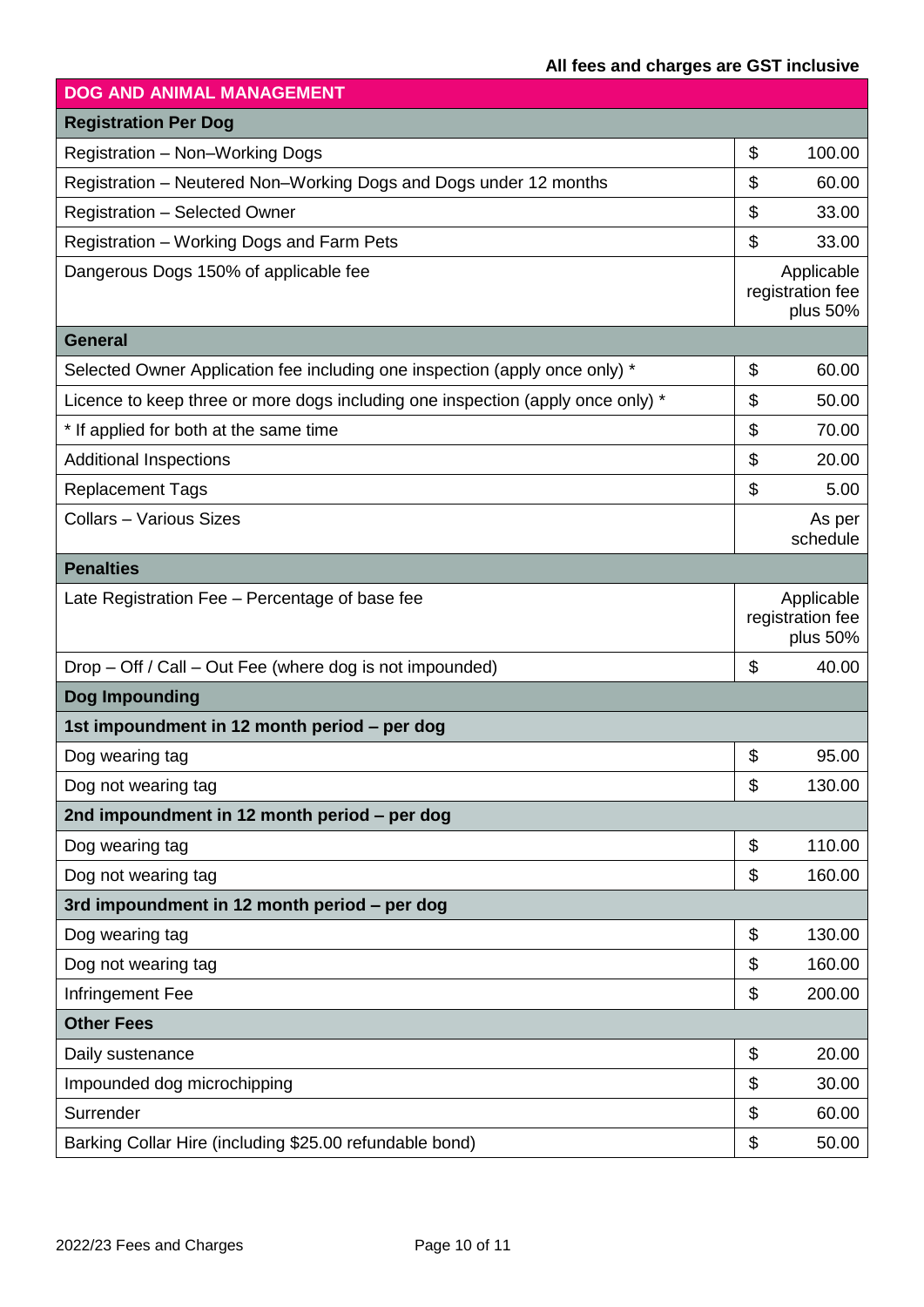**All fees and charges are GST inclusive**

| DOG AND ANIMAL MANAGEMENT | | |
|---|---|---|
| **Registration Per Dog** | | |
| Registration – Non–Working Dogs | $ | 100.00 |
| Registration – Neutered Non–Working Dogs and Dogs under 12 months | $ | 60.00 |
| Registration – Selected Owner | $ | 33.00 |
| Registration – Working Dogs and Farm Pets | $ | 33.00 |
| Dangerous Dogs 150% of applicable fee | | Applicable registration fee plus 50% |
| **General** | | |
| Selected Owner Application fee including one inspection (apply once only) * | $ | 60.00 |
| Licence to keep three or more dogs including one inspection (apply once only) * | $ | 50.00 |
| * If applied for both at the same time | $ | 70.00 |
| Additional Inspections | $ | 20.00 |
| Replacement Tags | $ | 5.00 |
| Collars – Various Sizes | | As per schedule |
| **Penalties** | | |
| Late Registration Fee – Percentage of base fee | | Applicable registration fee plus 50% |
| Drop – Off / Call – Out Fee (where dog is not impounded) | $ | 40.00 |
| **Dog Impounding** | | |
| **1st impoundment in 12 month period – per dog** | | |
| Dog wearing tag | $ | 95.00 |
| Dog not wearing tag | $ | 130.00 |
| **2nd impoundment in 12 month period – per dog** | | |
| Dog wearing tag | $ | 110.00 |
| Dog not wearing tag | $ | 160.00 |
| **3rd impoundment in 12 month period – per dog** | | |
| Dog wearing tag | $ | 130.00 |
| Dog not wearing tag | $ | 160.00 |
| Infringement Fee | $ | 200.00 |
| **Other Fees** | | |
| Daily sustenance | $ | 20.00 |
| Impounded dog microchipping | $ | 30.00 |
| Surrender | $ | 60.00 |
| Barking Collar Hire (including $25.00 refundable bond) | $ | 50.00 |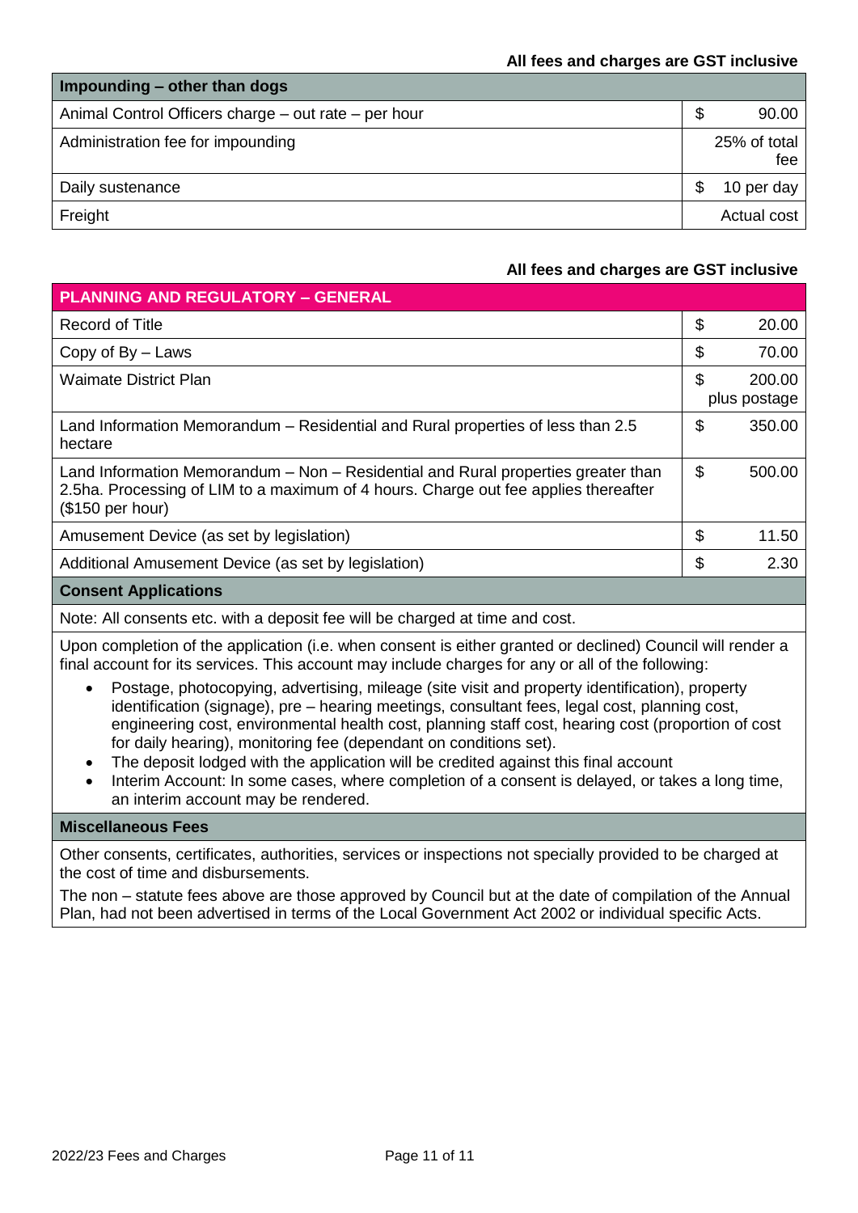**All fees and charges are GST inclusive**

| Impounding – other than dogs | |
|---|---|
| Animal Control Officers charge – out rate – per hour | $ 90.00 |
| Administration fee for impounding | 25% of total fee |
| Daily sustenance | $ 10 per day |
| Freight | Actual cost |

**All fees and charges are GST inclusive**

| PLANNING AND REGULATORY – GENERAL | |
|---|---|
| Record of Title | $ 20.00 |
| Copy of By – Laws | $ 70.00 |
| Waimate District Plan | $ 200.00 plus postage |
| Land Information Memorandum – Residential and Rural properties of less than 2.5 hectare | $ 350.00 |
| Land Information Memorandum – Non – Residential and Rural properties greater than 2.5ha. Processing of LIM to a maximum of 4 hours. Charge out fee applies thereafter ($150 per hour) | $ 500.00 |
| Amusement Device (as set by legislation) | $ 11.50 |
| Additional Amusement Device (as set by legislation) | $ 2.30 |

**Consent Applications**

Note: All consents etc. with a deposit fee will be charged at time and cost.

Upon completion of the application (i.e. when consent is either granted or declined) Council will render a final account for its services. This account may include charges for any or all of the following:

- Postage, photocopying, advertising, mileage (site visit and property identification), property identification (signage), pre – hearing meetings, consultant fees, legal cost, planning cost, engineering cost, environmental health cost, planning staff cost, hearing cost (proportion of cost for daily hearing), monitoring fee (dependant on conditions set).
- The deposit lodged with the application will be credited against this final account
- Interim Account: In some cases, where completion of a consent is delayed, or takes a long time, an interim account may be rendered.

**Miscellaneous Fees**

Other consents, certificates, authorities, services or inspections not specially provided to be charged at the cost of time and disbursements.

The non – statute fees above are those approved by Council but at the date of compilation of the Annual Plan, had not been advertised in terms of the Local Government Act 2002 or individual specific Acts.